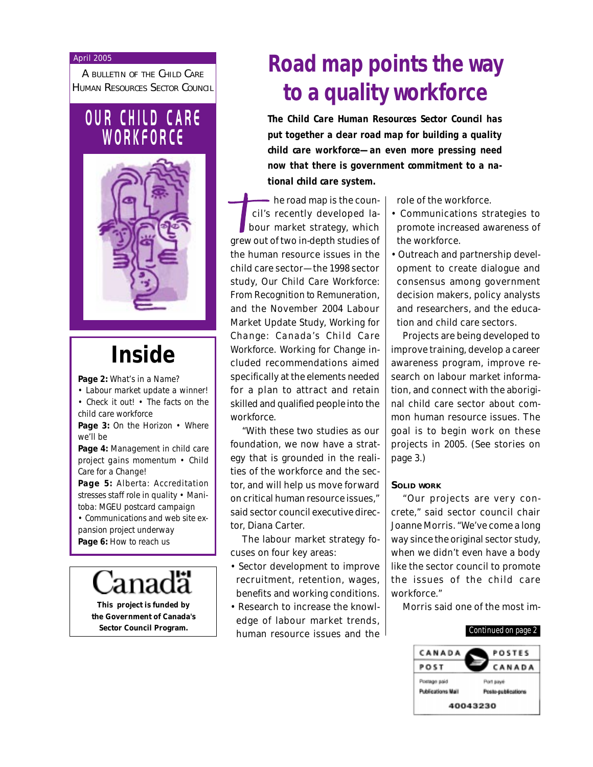April 2005

A BULLETIN OF THE CHILD CARE HUMAN RESOURCES SECTOR COUNCIL

OUR CHILD CARE WORKFORCE

# Inside

**Page 2:** What's in a Name?
• Labour market update a winner!
• Check it out! • The facts on the child care workforce

**Page 3:** On the Horizon • Where we'll be

**Page 4:** Management in child care project gains momentum • Child Care for a Change!

**Page 5:** Alberta: Accreditation stresses staff role in quality • Manitoba: MGEU postcard campaign
• Communications and web site expansion project underway

**Page 6:** How to reach us

Canada

**This project is funded by the Government of Canada's Sector Council Program.**

# Road map points the way to a quality workforce

**The Child Care Human Resources Sector Council has put together a clear road map for building a quality child care workforce—an even more pressing need now that there is government commitment to a national child care system.**

The road map is the council's recently developed labour market strategy, which grew out of two in-depth studies of the human resource issues in the child care sector—the 1998 sector study, Our Child Care Workforce: From Recognition to Remuneration, and the November 2004 Labour Market Update Study, Working for Change: Canada's Child Care Workforce. Working for Change included recommendations aimed specifically at the elements needed for a plan to attract and retain skilled and qualified people into the workforce.

"With these two studies as our foundation, we now have a strategy that is grounded in the realities of the workforce and the sector, and will help us move forward on critical human resource issues," said sector council executive director, Diana Carter.

The labour market strategy focuses on four key areas:

- Sector development to improve recruitment, retention, wages, benefits and working conditions.
- Research to increase the knowledge of labour market trends, human resource issues and the role of the workforce.
- Communications strategies to promote increased awareness of the workforce.
- Outreach and partnership development to create dialogue and consensus among government decision makers, policy analysts and researchers, and the education and child care sectors.

Projects are being developed to improve training, develop a career awareness program, improve research on labour market information, and connect with the aboriginal child care sector about common human resource issues. The goal is to begin work on these projects in 2005. (See stories on page 3.)

### SOLID WORK

"Our projects are very concrete," said sector council chair Joanne Morris. "We've come a long way since the original sector study, when we didn't even have a body like the sector council to promote the issues of the child care workforce."

Morris said one of the most im-

*Continued on page 2*

CANADA POST / POSTES CANADA
Postage paid / Port payé
Publications Mail / Poste-publications
40043230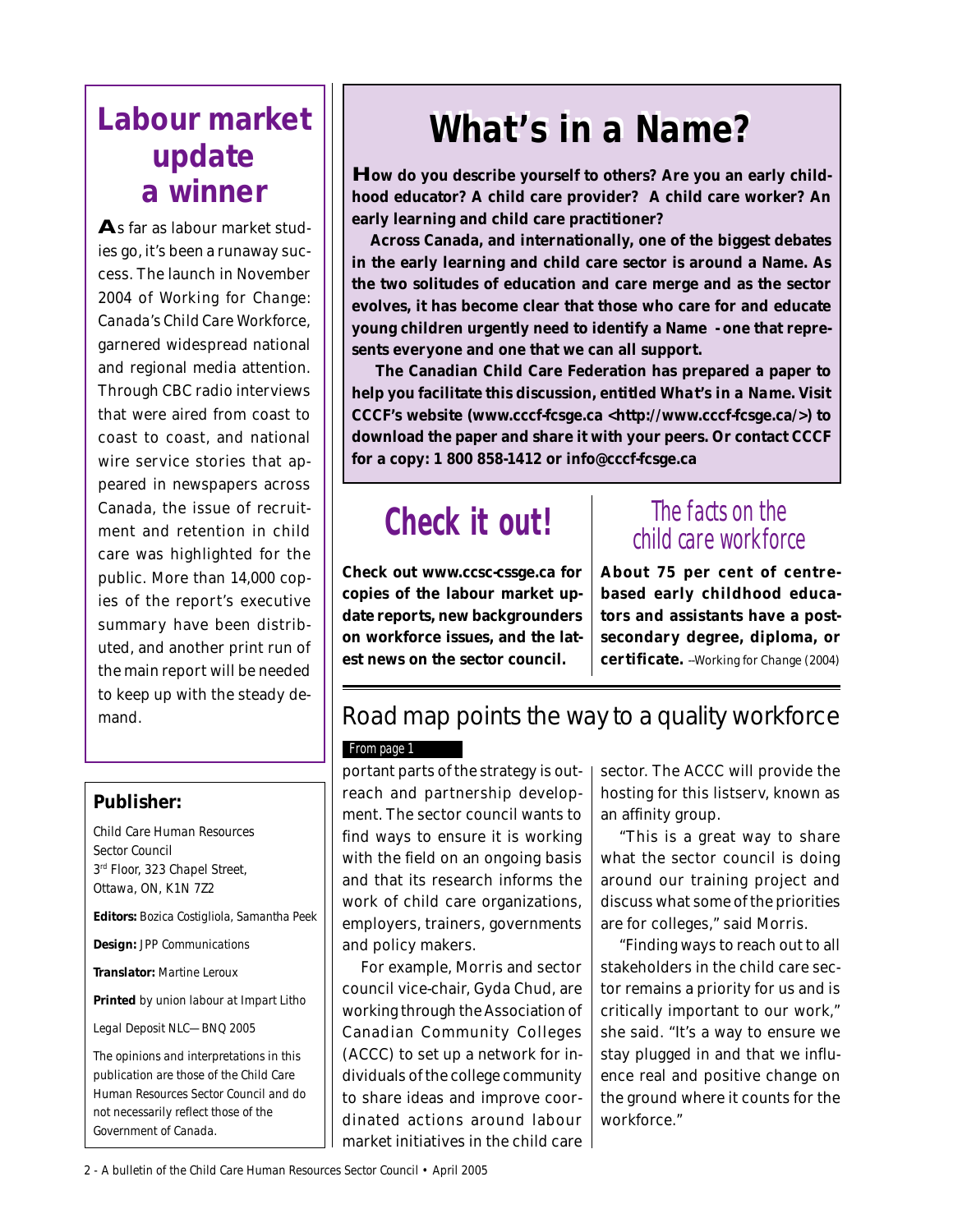## Labour market update a winner

As far as labour market studies go, it's been a runaway success. The launch in November 2004 of *Working for Change: Canada's Child Care Workforce*, garnered widespread national and regional media attention. Through CBC radio interviews that were aired from coast to coast to coast, and national wire service stories that appeared in newspapers across Canada, the issue of recruitment and retention in child care was highlighted for the public. More than 14,000 copies of the report's executive summary have been distributed, and another print run of the main report will be needed to keep up with the steady demand.

**Publisher:**

Child Care Human Resources Sector Council
3rd Floor, 323 Chapel Street,
Ottawa, ON, K1N 7Z2

**Editors:** Bozica Costigliola, Samantha Peek

**Design:** JPP Communications

**Translator:** Martine Leroux

**Printed** by union labour at Impart Litho

Legal Deposit NLC—BNQ 2005

The opinions and interpretations in this publication are those of the Child Care Human Resources Sector Council and do not necessarily reflect those of the Government of Canada.

## What's in a Name?

**How do you describe yourself to others? Are you an early childhood educator? A child care provider? A child care worker? An early learning and child care practitioner?**

**Across Canada, and internationally, one of the biggest debates in the early learning and child care sector is around a Name. As the two solitudes of education and care merge and as the sector evolves, it has become clear that those who care for and educate young children urgently need to identify a Name - one that represents everyone and one that we can all support.**

**The Canadian Child Care Federation has prepared a paper to help you facilitate this discussion, entitled *What's in a Name*. Visit CCCF's website (www.cccf-fcsge.ca <http://www.cccf-fcsge.ca/>) to download the paper and share it with your peers. Or contact CCCF for a copy: 1 800 858-1412 or info@cccf-fcsge.ca**

## Check it out!

**Check out www.ccsc-cssge.ca for copies of the labour market update reports, new backgrounders on workforce issues, and the latest news on the sector council.**

## *The facts on the child care workforce*

**About 75 per cent of centre-based early childhood educators and assistants have a post-secondary degree, diploma, or certificate.** –*Working for Change* (2004)

## Road map points the way to a quality workforce

From page 1

portant parts of the strategy is outreach and partnership development. The sector council wants to find ways to ensure it is working with the field on an ongoing basis and that its research informs the work of child care organizations, employers, trainers, governments and policy makers.

For example, Morris and sector council vice-chair, Gyda Chud, are working through the Association of Canadian Community Colleges (ACCC) to set up a network for individuals of the college community to share ideas and improve coordinated actions around labour market initiatives in the child care sector. The ACCC will provide the hosting for this listserv, known as an affinity group.

"This is a great way to share what the sector council is doing around our training project and discuss what some of the priorities are for colleges," said Morris.

"Finding ways to reach out to all stakeholders in the child care sector remains a priority for us and is critically important to our work," she said. "It's a way to ensure we stay plugged in and that we influence real and positive change on the ground where it counts for the workforce."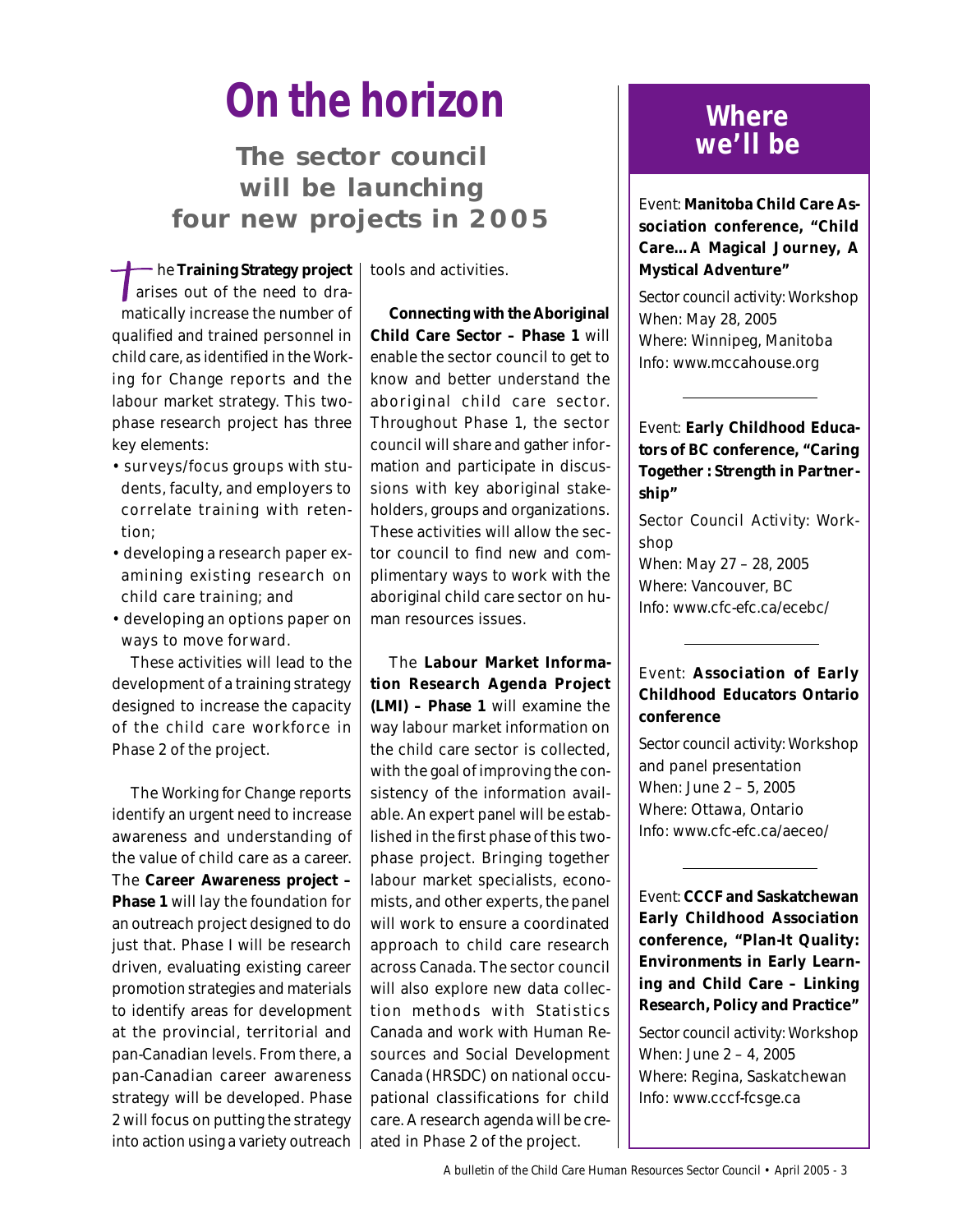# On the horizon

## The sector council will be launching four new projects in 2005

The **Training Strategy project** arises out of the need to dramatically increase the number of qualified and trained personnel in child care, as identified in the *Working for Change* reports and the labour market strategy. This two-phase research project has three key elements:

- surveys/focus groups with students, faculty, and employers to correlate training with retention;
- developing a research paper examining existing research on child care training; and
- developing an options paper on ways to move forward.

These activities will lead to the development of a training strategy designed to increase the capacity of the child care workforce in Phase 2 of the project.

The *Working for Change* reports identify an urgent need to increase awareness and understanding of the value of child care as a career. The **Career Awareness project – Phase 1** will lay the foundation for an outreach project designed to do just that. Phase I will be research driven, evaluating existing career promotion strategies and materials to identify areas for development at the provincial, territorial and pan-Canadian levels. From there, a pan-Canadian career awareness strategy will be developed. Phase 2 will focus on putting the strategy into action using a variety outreach tools and activities.

**Connecting with the Aboriginal Child Care Sector – Phase 1** will enable the sector council to get to know and better understand the aboriginal child care sector. Throughout Phase 1, the sector council will share and gather information and participate in discussions with key aboriginal stakeholders, groups and organizations. These activities will allow the sector council to find new and complimentary ways to work with the aboriginal child care sector on human resources issues.

The **Labour Market Information Research Agenda Project (LMI) – Phase 1** will examine the way labour market information on the child care sector is collected, with the goal of improving the consistency of the information available. An expert panel will be established in the first phase of this two-phase project. Bringing together labour market specialists, economists, and other experts, the panel will work to ensure a coordinated approach to child care research across Canada. The sector council will also explore new data collection methods with Statistics Canada and work with Human Resources and Social Development Canada (HRSDC) on national occupational classifications for child care. A research agenda will be created in Phase 2 of the project.

## Where we'll be

Event: **Manitoba Child Care Association conference, "Child Care… A Magical Journey, A Mystical Adventure"**

Sector council activity: Workshop
When: May 28, 2005
Where: Winnipeg, Manitoba
Info: www.mccahouse.org

---

Event: **Early Childhood Educators of BC conference, "Caring Together : Strength in Partnership"**

Sector Council Activity: Workshop
When: May 27 – 28, 2005
Where: Vancouver, BC
Info: www.cfc-efc.ca/ecebc/

---

Event: **Association of Early Childhood Educators Ontario conference**

Sector council activity: Workshop and panel presentation
When: June 2 – 5, 2005
Where: Ottawa, Ontario
Info: www.cfc-efc.ca/aeceo/

---

Event: **CCCF and Saskatchewan Early Childhood Association conference, "Plan-It Quality: Environments in Early Learning and Child Care – Linking Research, Policy and Practice"**

Sector council activity: Workshop
When: June 2 – 4, 2005
Where: Regina, Saskatchewan
Info: www.cccf-fcsge.ca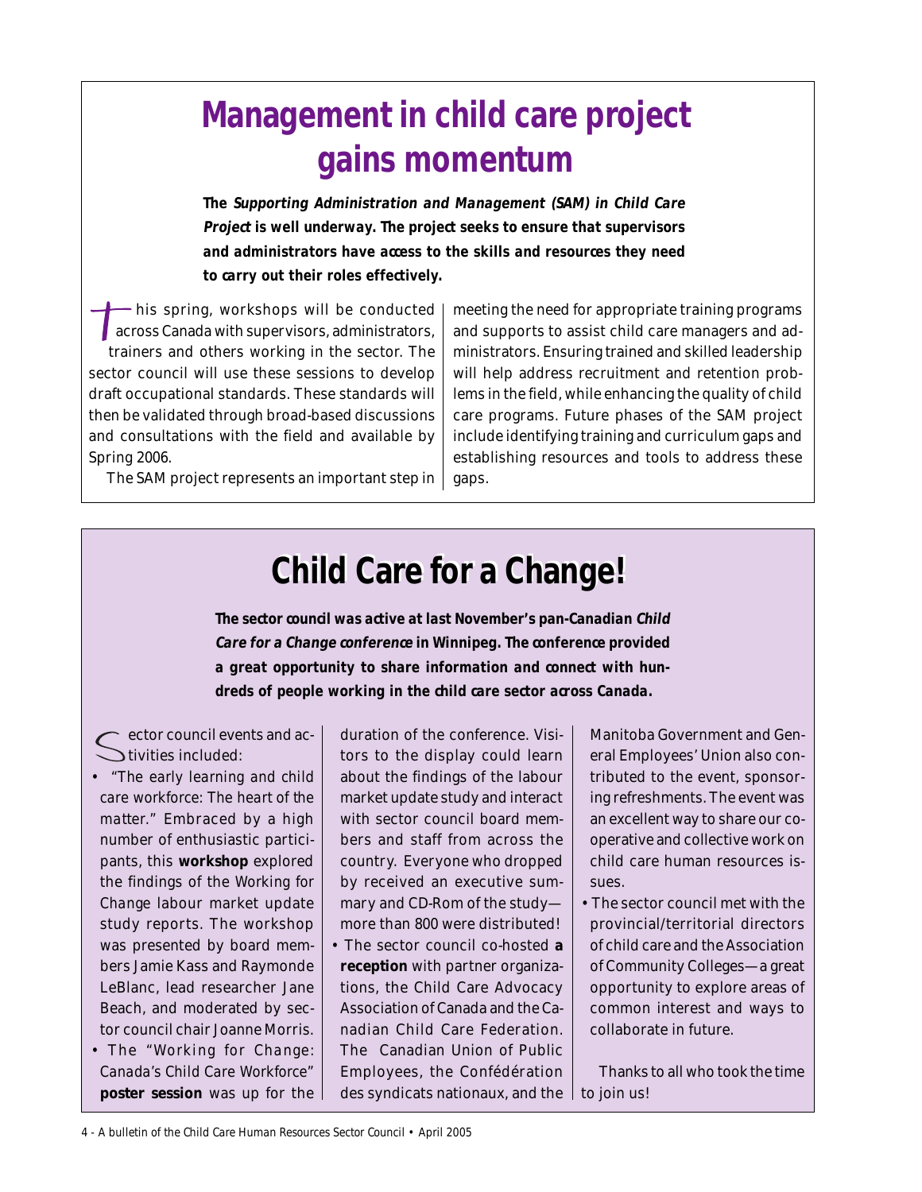# Management in child care project gains momentum

**The *Supporting Administration and Management (SAM) in Child Care Project* is well underway. The project seeks to ensure that supervisors and administrators have access to the skills and resources they need to carry out their roles effectively.**

This spring, workshops will be conducted across Canada with supervisors, administrators, trainers and others working in the sector. The sector council will use these sessions to develop draft occupational standards. These standards will then be validated through broad-based discussions and consultations with the field and available by Spring 2006.

The SAM project represents an important step in meeting the need for appropriate training programs and supports to assist child care managers and administrators. Ensuring trained and skilled leadership will help address recruitment and retention problems in the field, while enhancing the quality of child care programs. Future phases of the SAM project include identifying training and curriculum gaps and establishing resources and tools to address these gaps.

# Child Care for a Change!

**The sector council was active at last November's pan-Canadian *Child Care for a Change conference* in Winnipeg. The conference provided a great opportunity to share information and connect with hundreds of people working in the child care sector across Canada.**

Sector council events and activities included:

- "The early learning and child care workforce: The heart of the matter." Embraced by a high number of enthusiastic participants, this **workshop** explored the findings of the Working for Change labour market update study reports. The workshop was presented by board members Jamie Kass and Raymonde LeBlanc, lead researcher Jane Beach, and moderated by sector council chair Joanne Morris.
- The "Working for Change: Canada's Child Care Workforce" **poster session** was up for the duration of the conference. Visitors to the display could learn about the findings of the labour market update study and interact with sector council board members and staff from across the country. Everyone who dropped by received an executive summary and CD-Rom of the study—more than 800 were distributed!
- The sector council co-hosted **a reception** with partner organizations, the Child Care Advocacy Association of Canada and the Canadian Child Care Federation. The Canadian Union of Public Employees, the Confédération des syndicats nationaux, and the Manitoba Government and General Employees' Union also contributed to the event, sponsoring refreshments. The event was an excellent way to share our cooperative and collective work on child care human resources issues.
- The sector council met with the provincial/territorial directors of child care and the Association of Community Colleges—a great opportunity to explore areas of common interest and ways to collaborate in future.

Thanks to all who took the time to join us!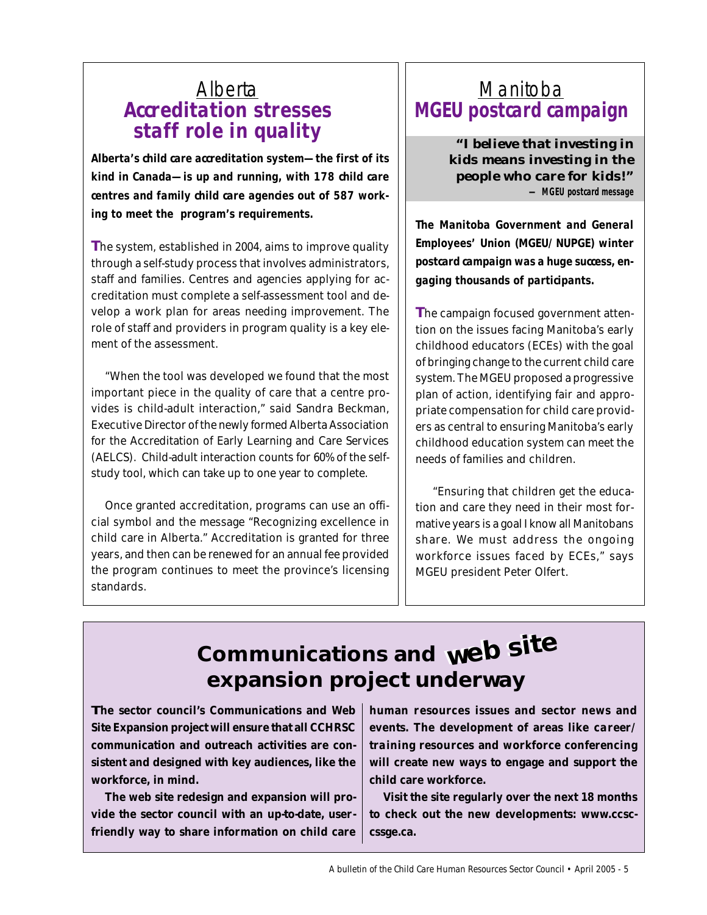## *Alberta*

## Accreditation stresses staff role in quality

**Alberta's child care accreditation system—the first of its kind in Canada—is up and running, with 178 child care centres and family child care agencies out of 587 working to meet the program's requirements.**

The system, established in 2004, aims to improve quality through a self-study process that involves administrators, staff and families. Centres and agencies applying for accreditation must complete a self-assessment tool and develop a work plan for areas needing improvement. The role of staff and providers in program quality is a key element of the assessment.

"When the tool was developed we found that the most important piece in the quality of care that a centre provides is child-adult interaction," said Sandra Beckman, Executive Director of the newly formed Alberta Association for the Accreditation of Early Learning and Care Services (AELCS). Child-adult interaction counts for 60% of the self-study tool, which can take up to one year to complete.

Once granted accreditation, programs can use an official symbol and the message "Recognizing excellence in child care in Alberta." Accreditation is granted for three years, and then can be renewed for an annual fee provided the program continues to meet the province's licensing standards.

## *Manitoba*

## MGEU postcard campaign

> **"I believe that investing in kids means investing in the people who care for kids!"**
> *— MGEU postcard message*

**The Manitoba Government and General Employees' Union (MGEU/NUPGE) winter postcard campaign was a huge success, engaging thousands of participants.**

The campaign focused government attention on the issues facing Manitoba's early childhood educators (ECEs) with the goal of bringing change to the current child care system. The MGEU proposed a progressive plan of action, identifying fair and appropriate compensation for child care providers as central to ensuring Manitoba's early childhood education system can meet the needs of families and children.

"Ensuring that children get the education and care they need in their most formative years is a goal I know all Manitobans share. We must address the ongoing workforce issues faced by ECEs," says MGEU president Peter Olfert.

## Communications and web site expansion project underway

**The sector council's Communications and Web Site Expansion project will ensure that all CCHRSC communication and outreach activities are consistent and designed with key audiences, like the workforce, in mind.**

**The web site redesign and expansion will provide the sector council with an up-to-date, user-friendly way to share information on child care human resources issues and sector news and events. The development of areas like career/training resources and workforce conferencing will create new ways to engage and support the child care workforce.**

**Visit the site regularly over the next 18 months to check out the new developments: www.ccsc-cssge.ca.**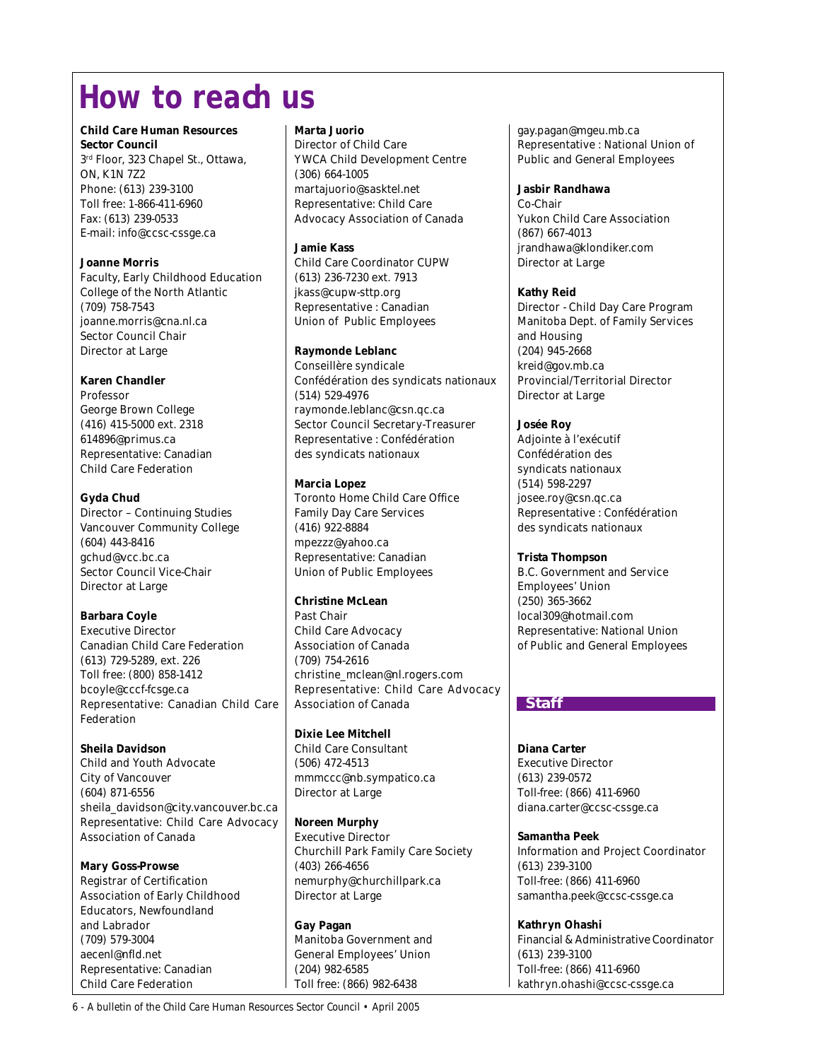# How to reach us

**Child Care Human Resources Sector Council**
3rd Floor, 323 Chapel St., Ottawa, ON, K1N 7Z2
Phone: (613) 239-3100
Toll free: 1-866-411-6960
Fax: (613) 239-0533
E-mail: info@ccsc-cssge.ca

**Joanne Morris**
Faculty, Early Childhood Education
College of the North Atlantic
(709) 758-7543
joanne.morris@cna.nl.ca
Sector Council Chair
Director at Large

**Karen Chandler**
Professor
George Brown College
(416) 415-5000 ext. 2318
614896@primus.ca
Representative: Canadian Child Care Federation

**Gyda Chud**
Director – Continuing Studies
Vancouver Community College
(604) 443-8416
gchud@vcc.bc.ca
Sector Council Vice-Chair
Director at Large

**Barbara Coyle**
Executive Director
Canadian Child Care Federation
(613) 729-5289, ext. 226
Toll free: (800) 858-1412
bcoyle@cccf-fcsge.ca
Representative: Canadian Child Care Federation

**Sheila Davidson**
Child and Youth Advocate
City of Vancouver
(604) 871-6556
sheila_davidson@city.vancouver.bc.ca
Representative: Child Care Advocacy Association of Canada

**Mary Goss-Prowse**
Registrar of Certification
Association of Early Childhood Educators, Newfoundland and Labrador
(709) 579-3004
aecenl@nfld.net
Representative: Canadian Child Care Federation

**Marta Juorio**
Director of Child Care
YWCA Child Development Centre
(306) 664-1005
martajuorio@sasktel.net
Representative: Child Care Advocacy Association of Canada

**Jamie Kass**
Child Care Coordinator CUPW
(613) 236-7230 ext. 7913
jkass@cupw-sttp.org
Representative : Canadian Union of Public Employees

**Raymonde Leblanc**
Conseillère syndicale
Confédération des syndicats nationaux
(514) 529-4976
raymonde.leblanc@csn.qc.ca
Sector Council Secretary-Treasurer
Representative : Confédération des syndicats nationaux

**Marcia Lopez**
Toronto Home Child Care Office
Family Day Care Services
(416) 922-8884
mpezzz@yahoo.ca
Representative: Canadian Union of Public Employees

**Christine McLean**
Past Chair
Child Care Advocacy Association of Canada
(709) 754-2616
christine_mclean@nl.rogers.com
Representative: Child Care Advocacy Association of Canada

**Dixie Lee Mitchell**
Child Care Consultant
(506) 472-4513
mmmccc@nb.sympatico.ca
Director at Large

**Noreen Murphy**
Executive Director
Churchill Park Family Care Society
(403) 266-4656
nemurphy@churchillpark.ca
Director at Large

**Gay Pagan**
Manitoba Government and General Employees' Union
(204) 982-6585
Toll free: (866) 982-6438
gay.pagan@mgeu.mb.ca
Representative : National Union of Public and General Employees

**Jasbir Randhawa**
Co-Chair
Yukon Child Care Association
(867) 667-4013
jrandhawa@klondiker.com
Director at Large

**Kathy Reid**
Director - Child Day Care Program
Manitoba Dept. of Family Services and Housing
(204) 945-2668
kreid@gov.mb.ca
Provincial/Territorial Director
Director at Large

**Josée Roy**
Adjointe à l'exécutif
Confédération des syndicats nationaux
(514) 598-2297
josee.roy@csn.qc.ca
Representative : Confédération des syndicats nationaux

**Trista Thompson**
B.C. Government and Service Employees' Union
(250) 365-3662
local309@hotmail.com
Representative: National Union of Public and General Employees

## Staff

**Diana Carter**
Executive Director
(613) 239-0572
Toll-free: (866) 411-6960
diana.carter@ccsc-cssge.ca

**Samantha Peek**
Information and Project Coordinator
(613) 239-3100
Toll-free: (866) 411-6960
samantha.peek@ccsc-cssge.ca

**Kathryn Ohashi**
Financial & Administrative Coordinator
(613) 239-3100
Toll-free: (866) 411-6960
kathryn.ohashi@ccsc-cssge.ca